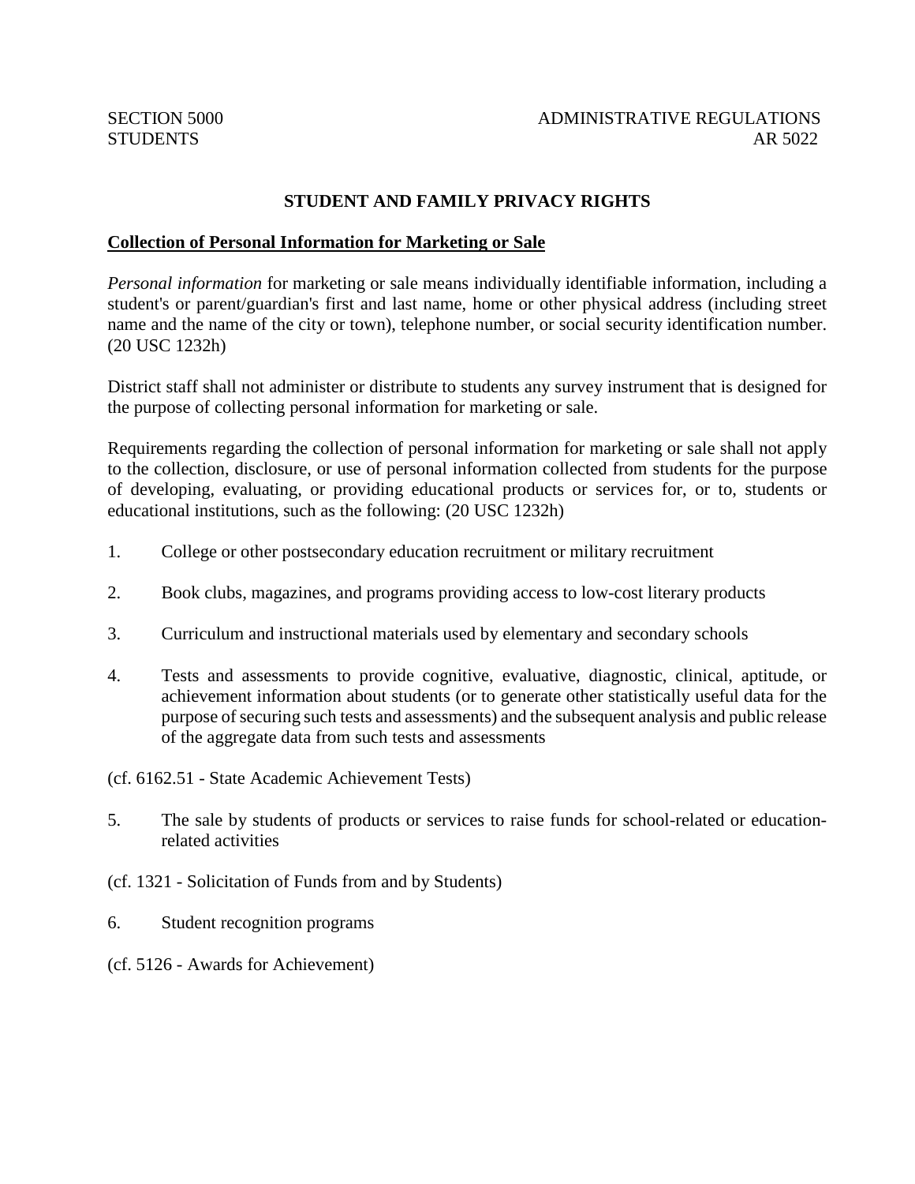SECTION 5000 STUDENTS

ADMINISTRATIVE REGULATIONS AR 5022

# STUDENT AND FAMILY PRIVACY RIGHTS

## Collection of Personal Information for Marketing or Sale

*Personal information* for marketing or sale means individually identifiable information, including a student's or parent/guardian's first and last name, home or other physical address (including street name and the name of the city or town), telephone number, or social security identification number. (20 USC 1232h)

District staff shall not administer or distribute to students any survey instrument that is designed for the purpose of collecting personal information for marketing or sale.

Requirements regarding the collection of personal information for marketing or sale shall not apply to the collection, disclosure, or use of personal information collected from students for the purpose of developing, evaluating, or providing educational products or services for, or to, students or educational institutions, such as the following: (20 USC 1232h)

1. College or other postsecondary education recruitment or military recruitment

2. Book clubs, magazines, and programs providing access to low-cost literary products

3. Curriculum and instructional materials used by elementary and secondary schools

4. Tests and assessments to provide cognitive, evaluative, diagnostic, clinical, aptitude, or achievement information about students (or to generate other statistically useful data for the purpose of securing such tests and assessments) and the subsequent analysis and public release of the aggregate data from such tests and assessments

(cf. 6162.51 - State Academic Achievement Tests)

5. The sale by students of products or services to raise funds for school-related or education-related activities

(cf. 1321 - Solicitation of Funds from and by Students)

6. Student recognition programs

(cf. 5126 - Awards for Achievement)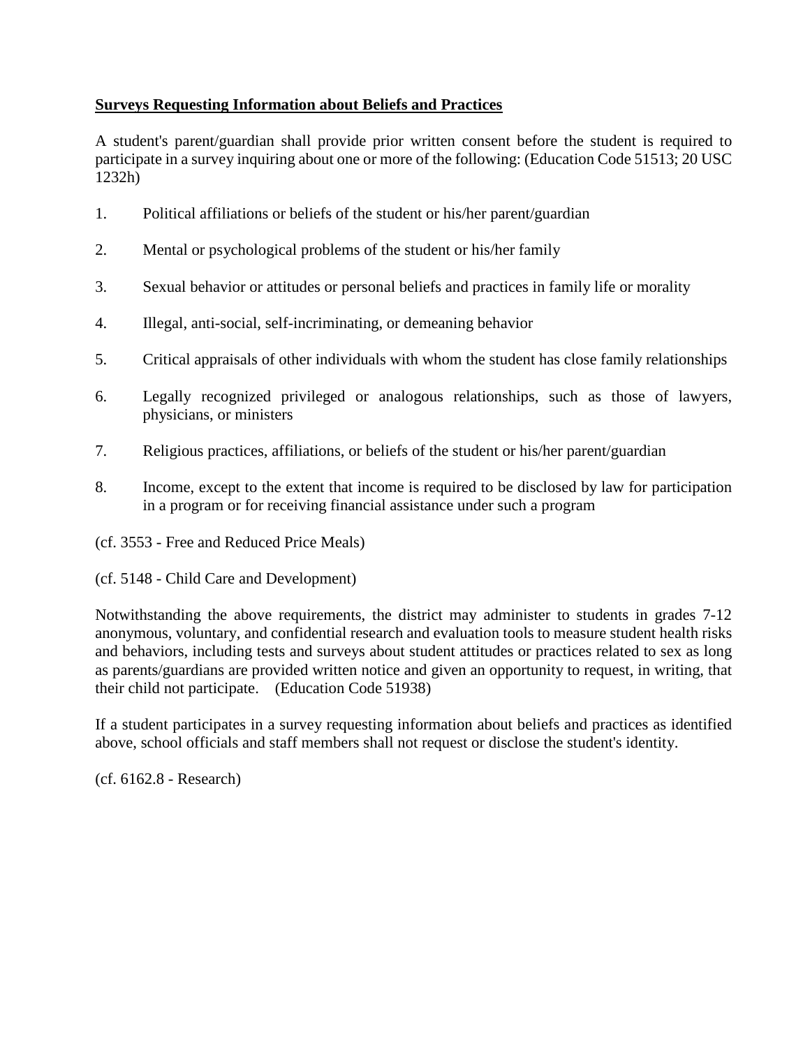**Surveys Requesting Information about Beliefs and Practices**

A student's parent/guardian shall provide prior written consent before the student is required to participate in a survey inquiring about one or more of the following: (Education Code 51513; 20 USC 1232h)

1. Political affiliations or beliefs of the student or his/her parent/guardian
2. Mental or psychological problems of the student or his/her family
3. Sexual behavior or attitudes or personal beliefs and practices in family life or morality
4. Illegal, anti-social, self-incriminating, or demeaning behavior
5. Critical appraisals of other individuals with whom the student has close family relationships
6. Legally recognized privileged or analogous relationships, such as those of lawyers, physicians, or ministers
7. Religious practices, affiliations, or beliefs of the student or his/her parent/guardian
8. Income, except to the extent that income is required to be disclosed by law for participation in a program or for receiving financial assistance under such a program

(cf. 3553 - Free and Reduced Price Meals)

(cf. 5148 - Child Care and Development)

Notwithstanding the above requirements, the district may administer to students in grades 7-12 anonymous, voluntary, and confidential research and evaluation tools to measure student health risks and behaviors, including tests and surveys about student attitudes or practices related to sex as long as parents/guardians are provided written notice and given an opportunity to request, in writing, that their child not participate. (Education Code 51938)

If a student participates in a survey requesting information about beliefs and practices as identified above, school officials and staff members shall not request or disclose the student's identity.

(cf. 6162.8 - Research)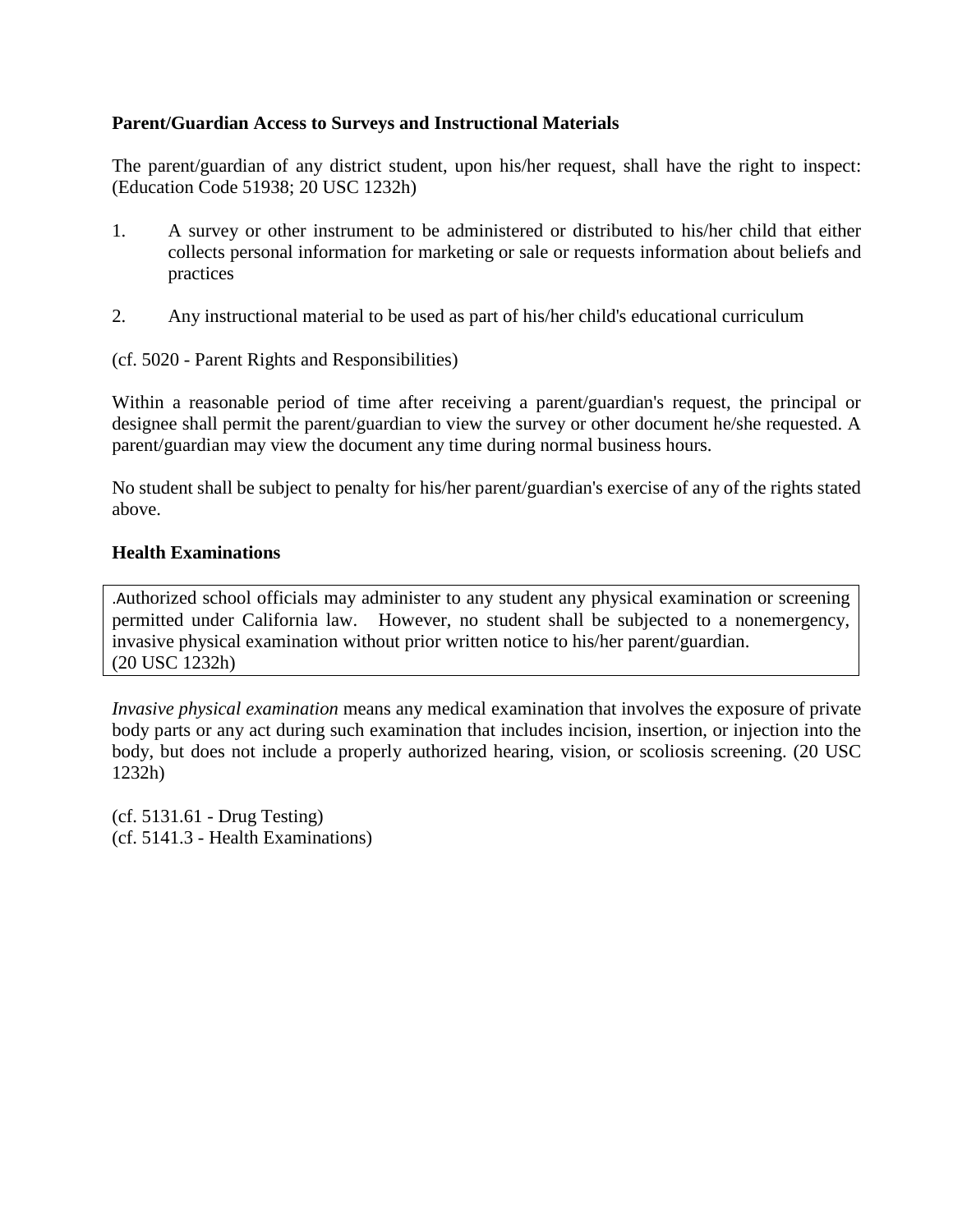**Parent/Guardian Access to Surveys and Instructional Materials**

The parent/guardian of any district student, upon his/her request, shall have the right to inspect: (Education Code 51938; 20 USC 1232h)

1. A survey or other instrument to be administered or distributed to his/her child that either collects personal information for marketing or sale or requests information about beliefs and practices

2. Any instructional material to be used as part of his/her child's educational curriculum

(cf. 5020 - Parent Rights and Responsibilities)

Within a reasonable period of time after receiving a parent/guardian's request, the principal or designee shall permit the parent/guardian to view the survey or other document he/she requested. A parent/guardian may view the document any time during normal business hours.

No student shall be subject to penalty for his/her parent/guardian's exercise of any of the rights stated above.

**Health Examinations**

.Authorized school officials may administer to any student any physical examination or screening permitted under California law. However, no student shall be subjected to a nonemergency, invasive physical examination without prior written notice to his/her parent/guardian. (20 USC 1232h)

*Invasive physical examination* means any medical examination that involves the exposure of private body parts or any act during such examination that includes incision, insertion, or injection into the body, but does not include a properly authorized hearing, vision, or scoliosis screening. (20 USC 1232h)

(cf. 5131.61 - Drug Testing)
(cf. 5141.3 - Health Examinations)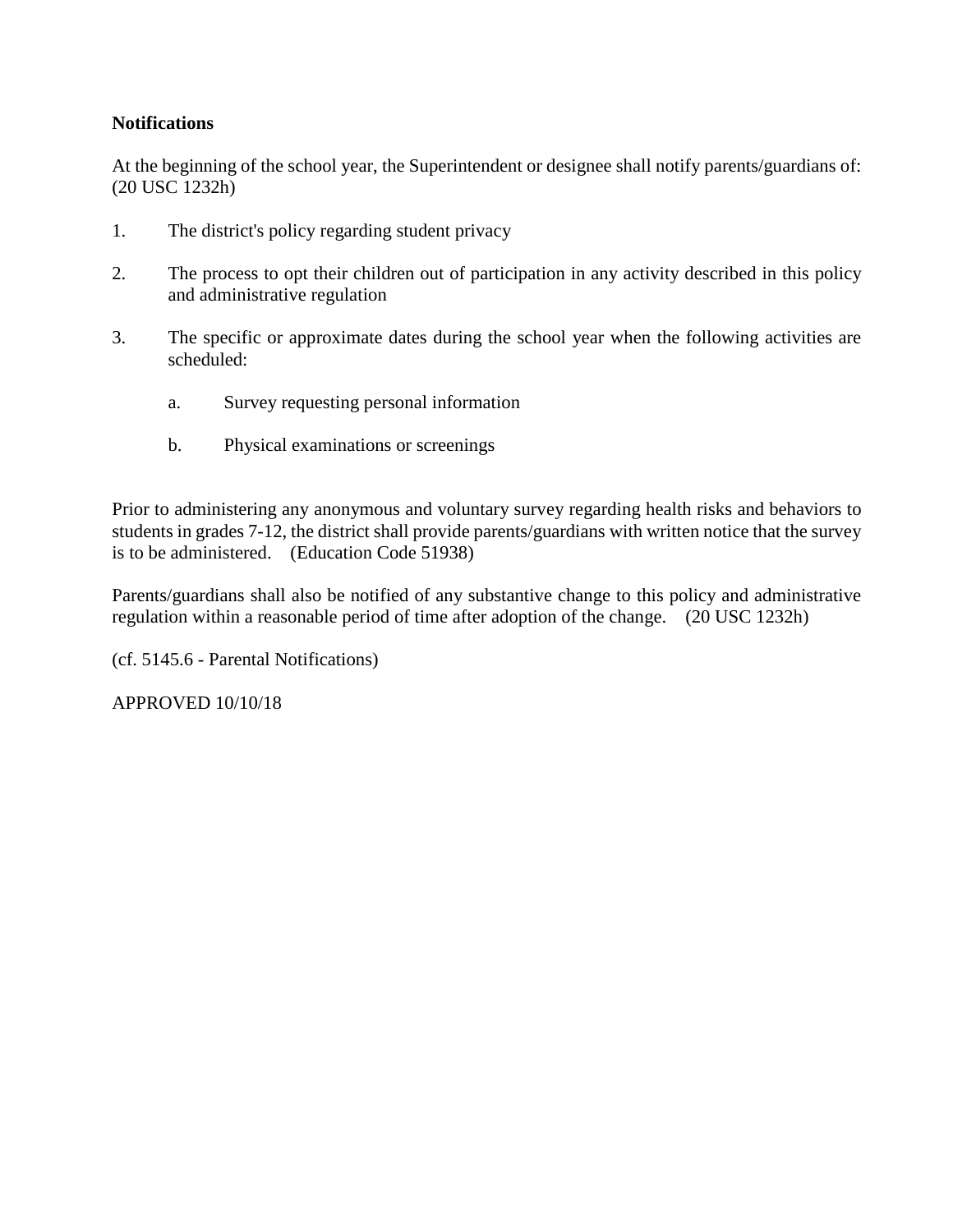**Notifications**

At the beginning of the school year, the Superintendent or designee shall notify parents/guardians of: (20 USC 1232h)

1. The district's policy regarding student privacy

2. The process to opt their children out of participation in any activity described in this policy and administrative regulation

3. The specific or approximate dates during the school year when the following activities are scheduled:

   a. Survey requesting personal information

   b. Physical examinations or screenings

Prior to administering any anonymous and voluntary survey regarding health risks and behaviors to students in grades 7-12, the district shall provide parents/guardians with written notice that the survey is to be administered. (Education Code 51938)

Parents/guardians shall also be notified of any substantive change to this policy and administrative regulation within a reasonable period of time after adoption of the change. (20 USC 1232h)

(cf. 5145.6 - Parental Notifications)

APPROVED 10/10/18